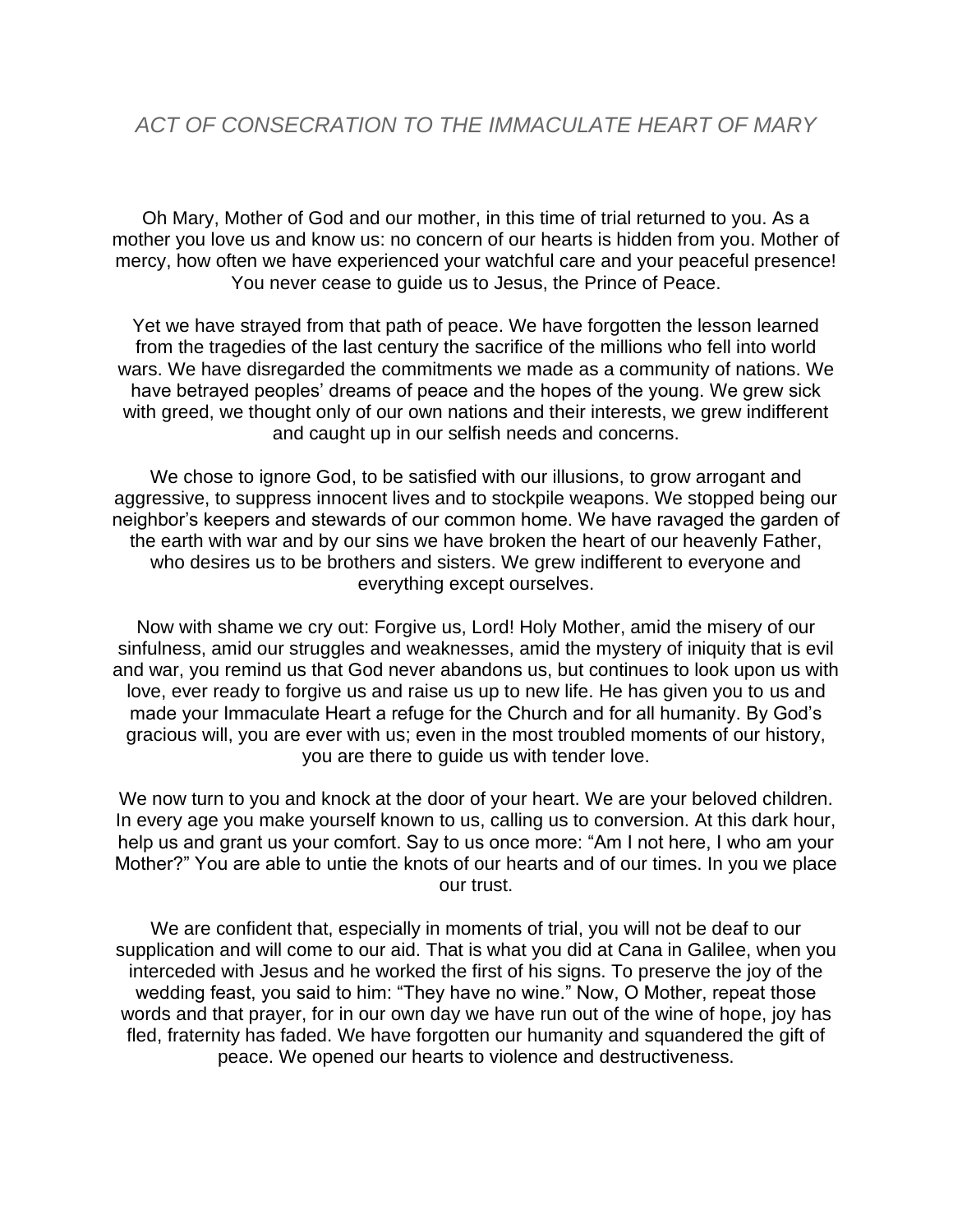# *ACT OF CONSECRATION TO THE IMMACULATE HEART OF MARY*

Oh Mary, Mother of God and our mother, in this time of trial returned to you. As a mother you love us and know us: no concern of our hearts is hidden from you. Mother of mercy, how often we have experienced your watchful care and your peaceful presence! You never cease to guide us to Jesus, the Prince of Peace.

Yet we have strayed from that path of peace. We have forgotten the lesson learned from the tragedies of the last century the sacrifice of the millions who fell into world wars. We have disregarded the commitments we made as a community of nations. We have betrayed peoples' dreams of peace and the hopes of the young. We grew sick with greed, we thought only of our own nations and their interests, we grew indifferent and caught up in our selfish needs and concerns.

We chose to ignore God, to be satisfied with our illusions, to grow arrogant and aggressive, to suppress innocent lives and to stockpile weapons. We stopped being our neighbor's keepers and stewards of our common home. We have ravaged the garden of the earth with war and by our sins we have broken the heart of our heavenly Father, who desires us to be brothers and sisters. We grew indifferent to everyone and everything except ourselves.

Now with shame we cry out: Forgive us, Lord! Holy Mother, amid the misery of our sinfulness, amid our struggles and weaknesses, amid the mystery of iniquity that is evil and war, you remind us that God never abandons us, but continues to look upon us with love, ever ready to forgive us and raise us up to new life. He has given you to us and made your Immaculate Heart a refuge for the Church and for all humanity. By God's gracious will, you are ever with us; even in the most troubled moments of our history, you are there to guide us with tender love.

We now turn to you and knock at the door of your heart. We are your beloved children. In every age you make yourself known to us, calling us to conversion. At this dark hour, help us and grant us your comfort. Say to us once more: "Am I not here, I who am your Mother?" You are able to untie the knots of our hearts and of our times. In you we place our trust.

We are confident that, especially in moments of trial, you will not be deaf to our supplication and will come to our aid. That is what you did at Cana in Galilee, when you interceded with Jesus and he worked the first of his signs. To preserve the joy of the wedding feast, you said to him: "They have no wine." Now, O Mother, repeat those words and that prayer, for in our own day we have run out of the wine of hope, joy has fled, fraternity has faded. We have forgotten our humanity and squandered the gift of peace. We opened our hearts to violence and destructiveness.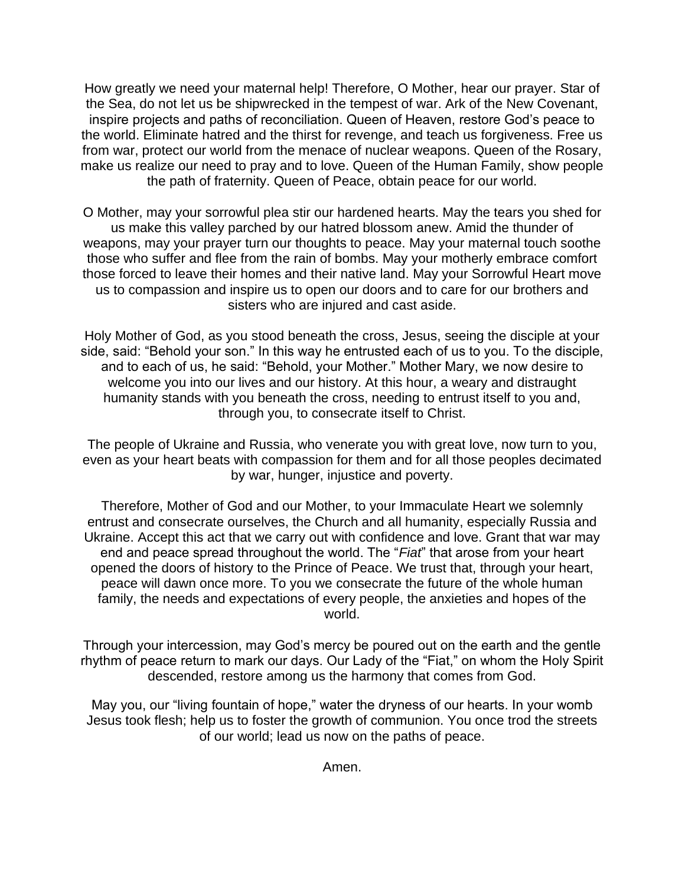How greatly we need your maternal help! Therefore, O Mother, hear our prayer. Star of the Sea, do not let us be shipwrecked in the tempest of war. Ark of the New Covenant, inspire projects and paths of reconciliation. Queen of Heaven, restore God's peace to the world. Eliminate hatred and the thirst for revenge, and teach us forgiveness. Free us from war, protect our world from the menace of nuclear weapons. Queen of the Rosary, make us realize our need to pray and to love. Queen of the Human Family, show people the path of fraternity. Queen of Peace, obtain peace for our world.

O Mother, may your sorrowful plea stir our hardened hearts. May the tears you shed for us make this valley parched by our hatred blossom anew. Amid the thunder of weapons, may your prayer turn our thoughts to peace. May your maternal touch soothe those who suffer and flee from the rain of bombs. May your motherly embrace comfort those forced to leave their homes and their native land. May your Sorrowful Heart move us to compassion and inspire us to open our doors and to care for our brothers and sisters who are injured and cast aside.

Holy Mother of God, as you stood beneath the cross, Jesus, seeing the disciple at your side, said: "Behold your son." In this way he entrusted each of us to you. To the disciple, and to each of us, he said: "Behold, your Mother." Mother Mary, we now desire to welcome you into our lives and our history. At this hour, a weary and distraught humanity stands with you beneath the cross, needing to entrust itself to you and, through you, to consecrate itself to Christ.

The people of Ukraine and Russia, who venerate you with great love, now turn to you, even as your heart beats with compassion for them and for all those peoples decimated by war, hunger, injustice and poverty.

Therefore, Mother of God and our Mother, to your Immaculate Heart we solemnly entrust and consecrate ourselves, the Church and all humanity, especially Russia and Ukraine. Accept this act that we carry out with confidence and love. Grant that war may end and peace spread throughout the world. The "*Fiat*" that arose from your heart opened the doors of history to the Prince of Peace. We trust that, through your heart, peace will dawn once more. To you we consecrate the future of the whole human family, the needs and expectations of every people, the anxieties and hopes of the world.

Through your intercession, may God's mercy be poured out on the earth and the gentle rhythm of peace return to mark our days. Our Lady of the "Fiat," on whom the Holy Spirit descended, restore among us the harmony that comes from God.

May you, our "living fountain of hope," water the dryness of our hearts. In your womb Jesus took flesh; help us to foster the growth of communion. You once trod the streets of our world; lead us now on the paths of peace.

Amen.